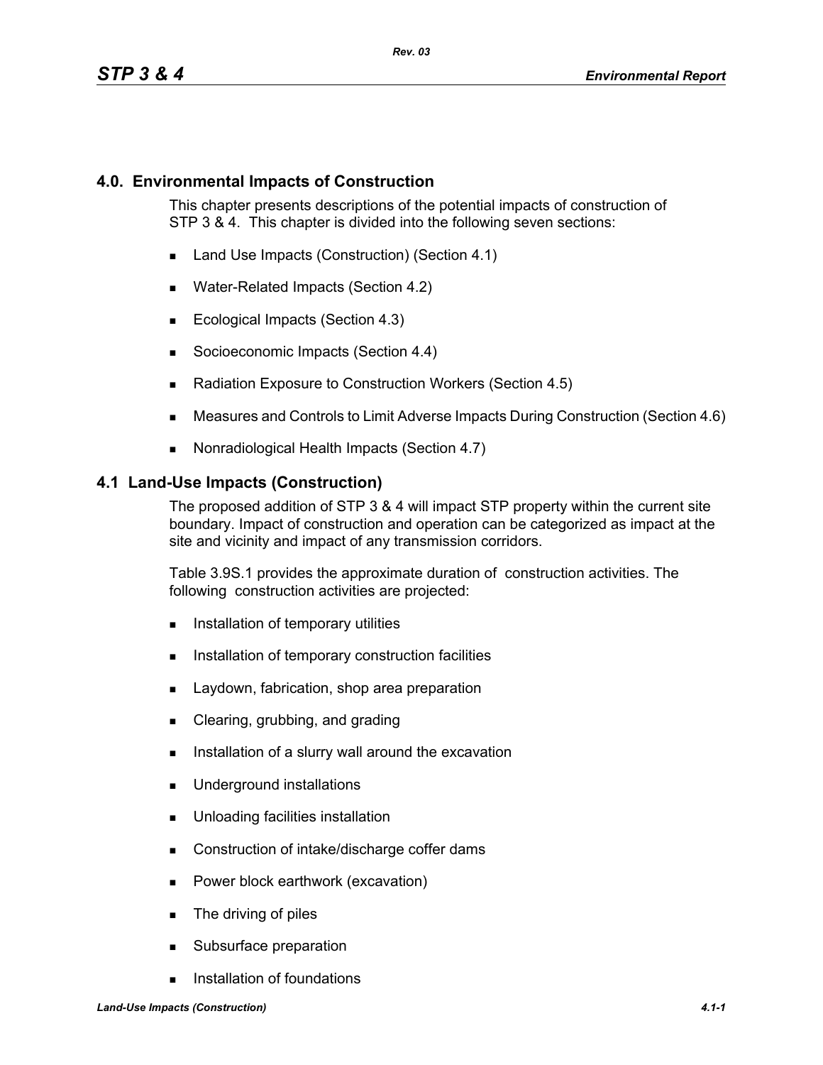# 4.0. Environmental Impacts of Construction

This chapter presents descriptions of the potential impacts of construction of STP 3 & 4. This chapter is divided into the following seven sections:

- Land Use Impacts (Construction) (Section 4.1)
- Water-Related Impacts (Section 4.2)
- Ecological Impacts (Section 4.3)
- Socioeconomic Impacts (Section 4.4)
- Radiation Exposure to Construction Workers (Section 4.5)
- Measures and Controls to Limit Adverse Impacts During Construction (Section 4.6)
- Nonradiological Health Impacts (Section 4.7)

## 4.1 Land-Use Impacts (Construction)

The proposed addition of STP 3 & 4 will impact STP property within the current site boundary. Impact of construction and operation can be categorized as impact at the site and vicinity and impact of any transmission corridors.

Table 3.9S.1 provides the approximate duration of construction activities. The following construction activities are projected:

- Installation of temporary utilities
- Installation of temporary construction facilities
- Laydown, fabrication, shop area preparation
- Clearing, grubbing, and grading
- Installation of a slurry wall around the excavation
- Underground installations
- Unloading facilities installation
- Construction of intake/discharge coffer dams
- Power block earthwork (excavation)
- The driving of piles
- Subsurface preparation
- Installation of foundations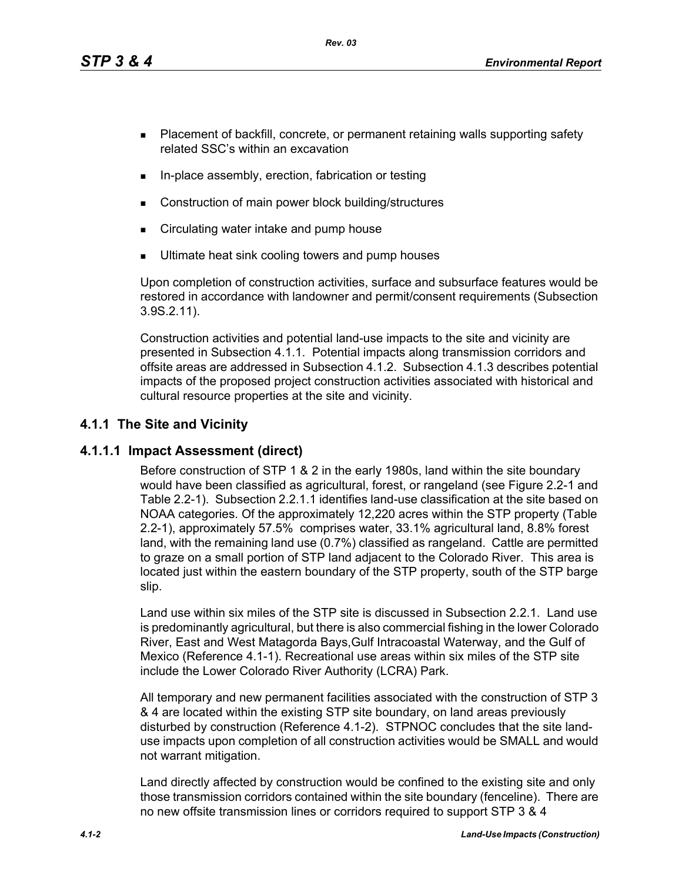- Placement of backfill, concrete, or permanent retaining walls supporting safety related SSC's within an excavation
- In-place assembly, erection, fabrication or testing
- Construction of main power block building/structures
- Circulating water intake and pump house
- Ultimate heat sink cooling towers and pump houses

Upon completion of construction activities, surface and subsurface features would be restored in accordance with landowner and permit/consent requirements (Subsection 3.9S.2.11).

Construction activities and potential land-use impacts to the site and vicinity are presented in Subsection 4.1.1. Potential impacts along transmission corridors and offsite areas are addressed in Subsection 4.1.2. Subsection 4.1.3 describes potential impacts of the proposed project construction activities associated with historical and cultural resource properties at the site and vicinity.

## 4.1.1 The Site and Vicinity

### 4.1.1.1 Impact Assessment (direct)

Before construction of STP 1 & 2 in the early 1980s, land within the site boundary would have been classified as agricultural, forest, or rangeland (see Figure 2.2-1 and Table 2.2-1). Subsection 2.2.1.1 identifies land-use classification at the site based on NOAA categories. Of the approximately 12,220 acres within the STP property (Table 2.2-1), approximately 57.5% comprises water, 33.1% agricultural land, 8.8% forest land, with the remaining land use (0.7%) classified as rangeland. Cattle are permitted to graze on a small portion of STP land adjacent to the Colorado River. This area is located just within the eastern boundary of the STP property, south of the STP barge slip.

Land use within six miles of the STP site is discussed in Subsection 2.2.1. Land use is predominantly agricultural, but there is also commercial fishing in the lower Colorado River, East and West Matagorda Bays,Gulf Intracoastal Waterway, and the Gulf of Mexico (Reference 4.1-1). Recreational use areas within six miles of the STP site include the Lower Colorado River Authority (LCRA) Park.

All temporary and new permanent facilities associated with the construction of STP 3 & 4 are located within the existing STP site boundary, on land areas previously disturbed by construction (Reference 4.1-2). STPNOC concludes that the site land-use impacts upon completion of all construction activities would be SMALL and would not warrant mitigation.

Land directly affected by construction would be confined to the existing site and only those transmission corridors contained within the site boundary (fenceline). There are no new offsite transmission lines or corridors required to support STP 3 & 4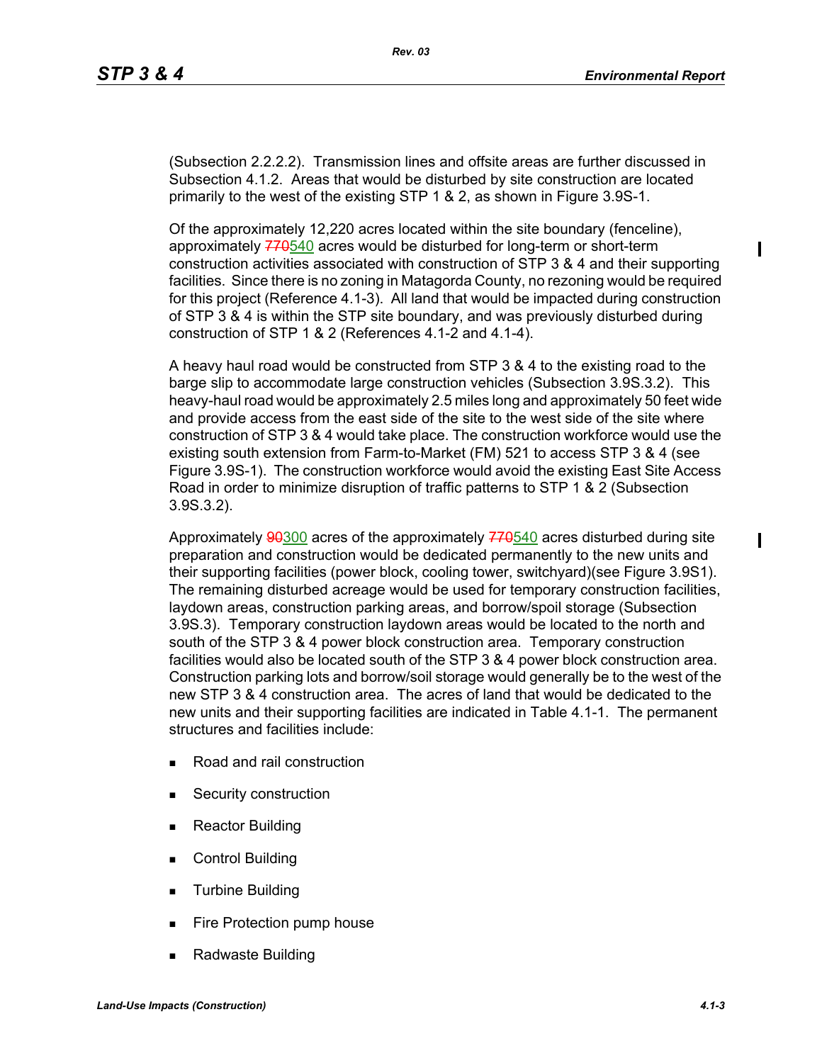(Subsection 2.2.2.2). Transmission lines and offsite areas are further discussed in Subsection 4.1.2. Areas that would be disturbed by site construction are located primarily to the west of the existing STP 1 & 2, as shown in Figure 3.9S-1.

Of the approximately 12,220 acres located within the site boundary (fenceline), approximately ~~770~~540 acres would be disturbed for long-term or short-term construction activities associated with construction of STP 3 & 4 and their supporting facilities. Since there is no zoning in Matagorda County, no rezoning would be required for this project (Reference 4.1-3). All land that would be impacted during construction of STP 3 & 4 is within the STP site boundary, and was previously disturbed during construction of STP 1 & 2 (References 4.1-2 and 4.1-4).

A heavy haul road would be constructed from STP 3 & 4 to the existing road to the barge slip to accommodate large construction vehicles (Subsection 3.9S.3.2). This heavy-haul road would be approximately 2.5 miles long and approximately 50 feet wide and provide access from the east side of the site to the west side of the site where construction of STP 3 & 4 would take place. The construction workforce would use the existing south extension from Farm-to-Market (FM) 521 to access STP 3 & 4 (see Figure 3.9S-1). The construction workforce would avoid the existing East Site Access Road in order to minimize disruption of traffic patterns to STP 1 & 2 (Subsection 3.9S.3.2).

Approximately ~~90~~300 acres of the approximately ~~770~~540 acres disturbed during site preparation and construction would be dedicated permanently to the new units and their supporting facilities (power block, cooling tower, switchyard)(see Figure 3.9S1). The remaining disturbed acreage would be used for temporary construction facilities, laydown areas, construction parking areas, and borrow/spoil storage (Subsection 3.9S.3). Temporary construction laydown areas would be located to the north and south of the STP 3 & 4 power block construction area. Temporary construction facilities would also be located south of the STP 3 & 4 power block construction area. Construction parking lots and borrow/soil storage would generally be to the west of the new STP 3 & 4 construction area. The acres of land that would be dedicated to the new units and their supporting facilities are indicated in Table 4.1-1. The permanent structures and facilities include:

- Road and rail construction
- Security construction
- Reactor Building
- Control Building
- Turbine Building
- Fire Protection pump house
- Radwaste Building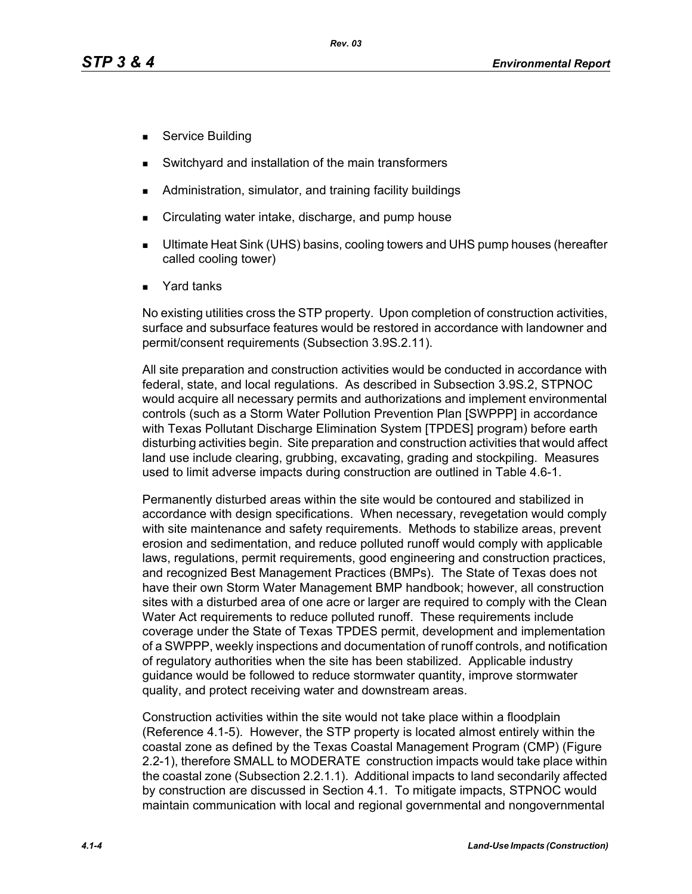- Service Building
- Switchyard and installation of the main transformers
- Administration, simulator, and training facility buildings
- Circulating water intake, discharge, and pump house
- Ultimate Heat Sink (UHS) basins, cooling towers and UHS pump houses (hereafter called cooling tower)
- Yard tanks

No existing utilities cross the STP property. Upon completion of construction activities, surface and subsurface features would be restored in accordance with landowner and permit/consent requirements (Subsection 3.9S.2.11).

All site preparation and construction activities would be conducted in accordance with federal, state, and local regulations. As described in Subsection 3.9S.2, STPNOC would acquire all necessary permits and authorizations and implement environmental controls (such as a Storm Water Pollution Prevention Plan [SWPPP] in accordance with Texas Pollutant Discharge Elimination System [TPDES] program) before earth disturbing activities begin. Site preparation and construction activities that would affect land use include clearing, grubbing, excavating, grading and stockpiling. Measures used to limit adverse impacts during construction are outlined in Table 4.6-1.

Permanently disturbed areas within the site would be contoured and stabilized in accordance with design specifications. When necessary, revegetation would comply with site maintenance and safety requirements. Methods to stabilize areas, prevent erosion and sedimentation, and reduce polluted runoff would comply with applicable laws, regulations, permit requirements, good engineering and construction practices, and recognized Best Management Practices (BMPs). The State of Texas does not have their own Storm Water Management BMP handbook; however, all construction sites with a disturbed area of one acre or larger are required to comply with the Clean Water Act requirements to reduce polluted runoff. These requirements include coverage under the State of Texas TPDES permit, development and implementation of a SWPPP, weekly inspections and documentation of runoff controls, and notification of regulatory authorities when the site has been stabilized. Applicable industry guidance would be followed to reduce stormwater quantity, improve stormwater quality, and protect receiving water and downstream areas.

Construction activities within the site would not take place within a floodplain (Reference 4.1-5). However, the STP property is located almost entirely within the coastal zone as defined by the Texas Coastal Management Program (CMP) (Figure 2.2-1), therefore SMALL to MODERATE construction impacts would take place within the coastal zone (Subsection 2.2.1.1). Additional impacts to land secondarily affected by construction are discussed in Section 4.1. To mitigate impacts, STPNOC would maintain communication with local and regional governmental and nongovernmental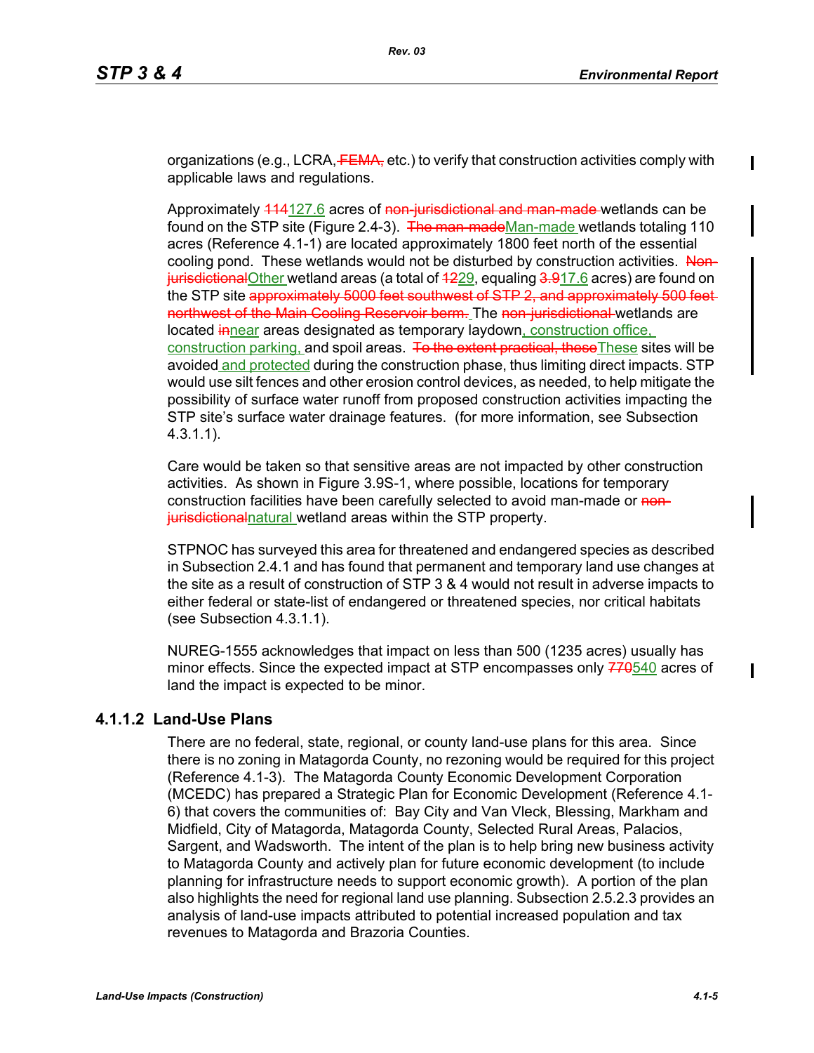organizations (e.g., LCRA, ~~FEMA,~~ etc.) to verify that construction activities comply with applicable laws and regulations.

Approximately ~~114~~127.6 acres of ~~non-jurisdictional and man-made~~ wetlands can be found on the STP site (Figure 2.4-3). ~~The man-made~~Man-made wetlands totaling 110 acres (Reference 4.1-1) are located approximately 1800 feet north of the essential cooling pond. These wetlands would not be disturbed by construction activities. ~~Non-jurisdictional~~Other wetland areas (a total of ~~12~~29, equaling ~~3.9~~17.6 acres) are found on the STP site ~~approximately 5000 feet southwest of STP 2, and approximately 500 feet northwest of the Main Cooling Reservoir berm.~~ The ~~non-jurisdictional~~ wetlands are located ~~in~~near areas designated as temporary laydown, construction office, construction parking, and spoil areas. ~~To the extent practical, these~~These sites will be avoided and protected during the construction phase, thus limiting direct impacts. STP would use silt fences and other erosion control devices, as needed, to help mitigate the possibility of surface water runoff from proposed construction activities impacting the STP site's surface water drainage features. (for more information, see Subsection 4.3.1.1).

Care would be taken so that sensitive areas are not impacted by other construction activities. As shown in Figure 3.9S-1, where possible, locations for temporary construction facilities have been carefully selected to avoid man-made or ~~non-jurisdictional~~natural wetland areas within the STP property.

STPNOC has surveyed this area for threatened and endangered species as described in Subsection 2.4.1 and has found that permanent and temporary land use changes at the site as a result of construction of STP 3 & 4 would not result in adverse impacts to either federal or state-list of endangered or threatened species, nor critical habitats (see Subsection 4.3.1.1).

NUREG-1555 acknowledges that impact on less than 500 (1235 acres) usually has minor effects. Since the expected impact at STP encompasses only ~~770~~540 acres of land the impact is expected to be minor.

### 4.1.1.2 Land-Use Plans

There are no federal, state, regional, or county land-use plans for this area. Since there is no zoning in Matagorda County, no rezoning would be required for this project (Reference 4.1-3). The Matagorda County Economic Development Corporation (MCEDC) has prepared a Strategic Plan for Economic Development (Reference 4.1-6) that covers the communities of: Bay City and Van Vleck, Blessing, Markham and Midfield, City of Matagorda, Matagorda County, Selected Rural Areas, Palacios, Sargent, and Wadsworth. The intent of the plan is to help bring new business activity to Matagorda County and actively plan for future economic development (to include planning for infrastructure needs to support economic growth). A portion of the plan also highlights the need for regional land use planning. Subsection 2.5.2.3 provides an analysis of land-use impacts attributed to potential increased population and tax revenues to Matagorda and Brazoria Counties.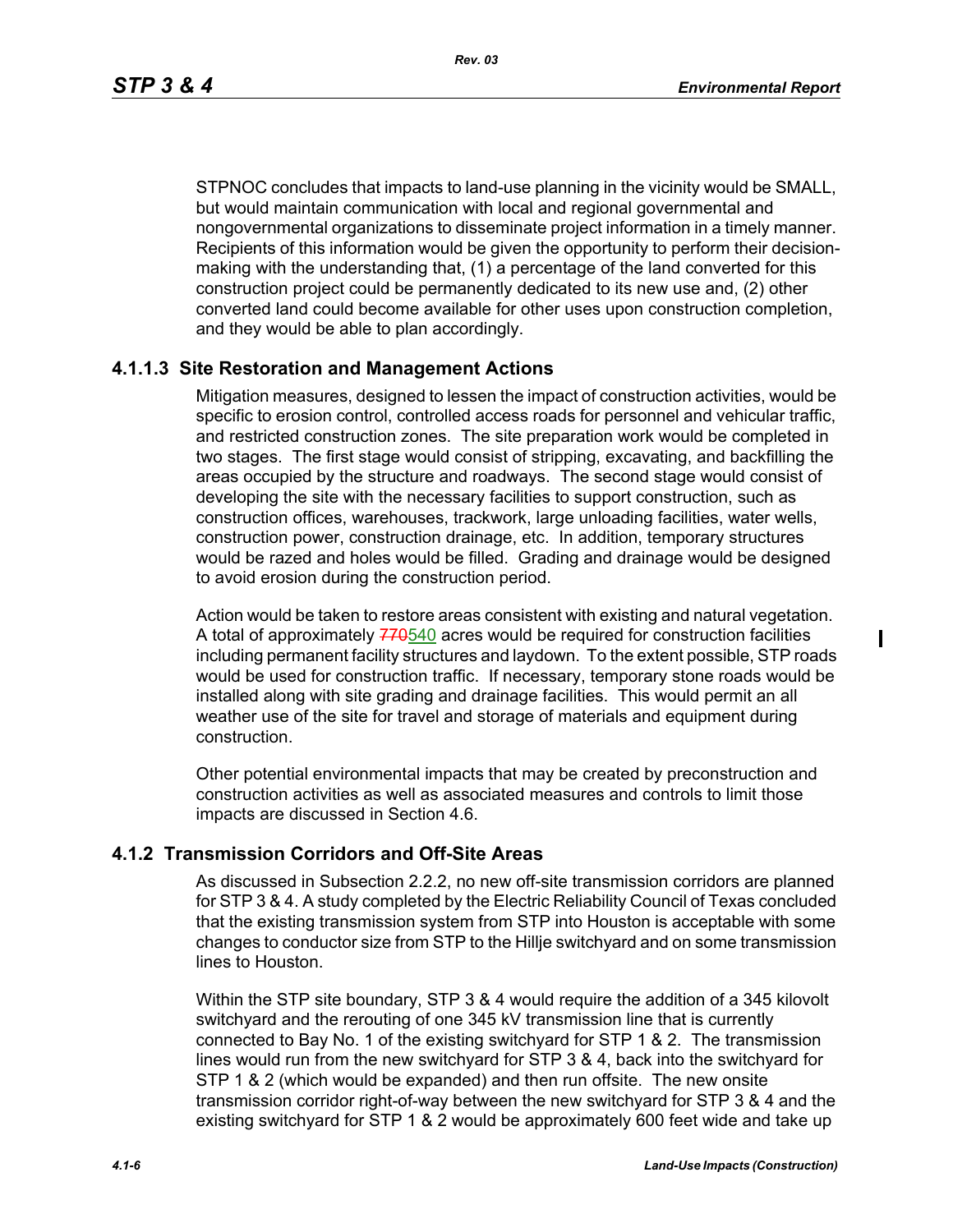STPNOC concludes that impacts to land-use planning in the vicinity would be SMALL, but would maintain communication with local and regional governmental and nongovernmental organizations to disseminate project information in a timely manner. Recipients of this information would be given the opportunity to perform their decision-making with the understanding that, (1) a percentage of the land converted for this construction project could be permanently dedicated to its new use and, (2) other converted land could become available for other uses upon construction completion, and they would be able to plan accordingly.

### 4.1.1.3 Site Restoration and Management Actions

Mitigation measures, designed to lessen the impact of construction activities, would be specific to erosion control, controlled access roads for personnel and vehicular traffic, and restricted construction zones. The site preparation work would be completed in two stages. The first stage would consist of stripping, excavating, and backfilling the areas occupied by the structure and roadways. The second stage would consist of developing the site with the necessary facilities to support construction, such as construction offices, warehouses, trackwork, large unloading facilities, water wells, construction power, construction drainage, etc. In addition, temporary structures would be razed and holes would be filled. Grading and drainage would be designed to avoid erosion during the construction period.

Action would be taken to restore areas consistent with existing and natural vegetation. A total of approximately ~~770~~540 acres would be required for construction facilities including permanent facility structures and laydown. To the extent possible, STP roads would be used for construction traffic. If necessary, temporary stone roads would be installed along with site grading and drainage facilities. This would permit an all weather use of the site for travel and storage of materials and equipment during construction.

Other potential environmental impacts that may be created by preconstruction and construction activities as well as associated measures and controls to limit those impacts are discussed in Section 4.6.

## 4.1.2 Transmission Corridors and Off-Site Areas

As discussed in Subsection 2.2.2, no new off-site transmission corridors are planned for STP 3 & 4. A study completed by the Electric Reliability Council of Texas concluded that the existing transmission system from STP into Houston is acceptable with some changes to conductor size from STP to the Hillje switchyard and on some transmission lines to Houston.

Within the STP site boundary, STP 3 & 4 would require the addition of a 345 kilovolt switchyard and the rerouting of one 345 kV transmission line that is currently connected to Bay No. 1 of the existing switchyard for STP 1 & 2. The transmission lines would run from the new switchyard for STP 3 & 4, back into the switchyard for STP 1 & 2 (which would be expanded) and then run offsite. The new onsite transmission corridor right-of-way between the new switchyard for STP 3 & 4 and the existing switchyard for STP 1 & 2 would be approximately 600 feet wide and take up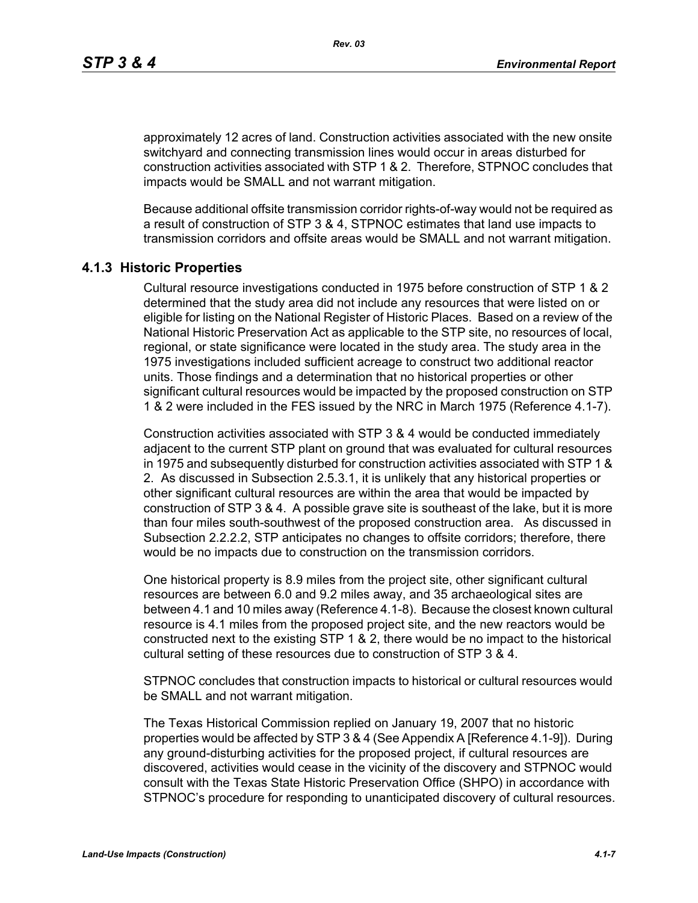approximately 12 acres of land. Construction activities associated with the new onsite switchyard and connecting transmission lines would occur in areas disturbed for construction activities associated with STP 1 & 2. Therefore, STPNOC concludes that impacts would be SMALL and not warrant mitigation.

Because additional offsite transmission corridor rights-of-way would not be required as a result of construction of STP 3 & 4, STPNOC estimates that land use impacts to transmission corridors and offsite areas would be SMALL and not warrant mitigation.

### 4.1.3 Historic Properties

Cultural resource investigations conducted in 1975 before construction of STP 1 & 2 determined that the study area did not include any resources that were listed on or eligible for listing on the National Register of Historic Places. Based on a review of the National Historic Preservation Act as applicable to the STP site, no resources of local, regional, or state significance were located in the study area. The study area in the 1975 investigations included sufficient acreage to construct two additional reactor units. Those findings and a determination that no historical properties or other significant cultural resources would be impacted by the proposed construction on STP 1 & 2 were included in the FES issued by the NRC in March 1975 (Reference 4.1-7).

Construction activities associated with STP 3 & 4 would be conducted immediately adjacent to the current STP plant on ground that was evaluated for cultural resources in 1975 and subsequently disturbed for construction activities associated with STP 1 & 2. As discussed in Subsection 2.5.3.1, it is unlikely that any historical properties or other significant cultural resources are within the area that would be impacted by construction of STP 3 & 4. A possible grave site is southeast of the lake, but it is more than four miles south-southwest of the proposed construction area. As discussed in Subsection 2.2.2.2, STP anticipates no changes to offsite corridors; therefore, there would be no impacts due to construction on the transmission corridors.

One historical property is 8.9 miles from the project site, other significant cultural resources are between 6.0 and 9.2 miles away, and 35 archaeological sites are between 4.1 and 10 miles away (Reference 4.1-8). Because the closest known cultural resource is 4.1 miles from the proposed project site, and the new reactors would be constructed next to the existing STP 1 & 2, there would be no impact to the historical cultural setting of these resources due to construction of STP 3 & 4.

STPNOC concludes that construction impacts to historical or cultural resources would be SMALL and not warrant mitigation.

The Texas Historical Commission replied on January 19, 2007 that no historic properties would be affected by STP 3 & 4 (See Appendix A [Reference 4.1-9]). During any ground-disturbing activities for the proposed project, if cultural resources are discovered, activities would cease in the vicinity of the discovery and STPNOC would consult with the Texas State Historic Preservation Office (SHPO) in accordance with STPNOC's procedure for responding to unanticipated discovery of cultural resources.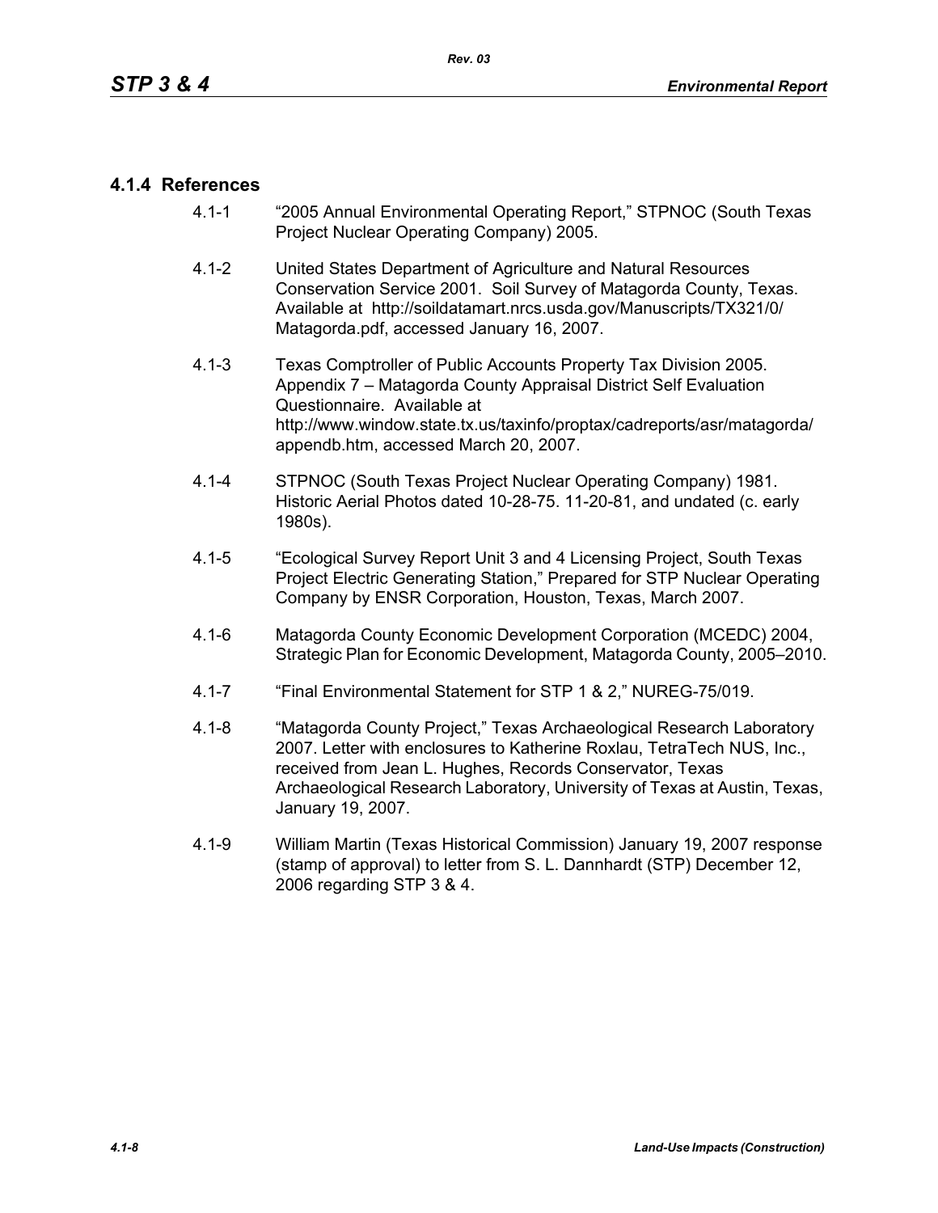### 4.1.4 References

4.1-1 "2005 Annual Environmental Operating Report," STPNOC (South Texas Project Nuclear Operating Company) 2005.

4.1-2 United States Department of Agriculture and Natural Resources Conservation Service 2001. Soil Survey of Matagorda County, Texas. Available at http://soildatamart.nrcs.usda.gov/Manuscripts/TX321/0/Matagorda.pdf, accessed January 16, 2007.

4.1-3 Texas Comptroller of Public Accounts Property Tax Division 2005. Appendix 7 – Matagorda County Appraisal District Self Evaluation Questionnaire. Available at http://www.window.state.tx.us/taxinfo/proptax/cadreports/asr/matagorda/appendb.htm, accessed March 20, 2007.

4.1-4 STPNOC (South Texas Project Nuclear Operating Company) 1981. Historic Aerial Photos dated 10-28-75. 11-20-81, and undated (c. early 1980s).

4.1-5 "Ecological Survey Report Unit 3 and 4 Licensing Project, South Texas Project Electric Generating Station," Prepared for STP Nuclear Operating Company by ENSR Corporation, Houston, Texas, March 2007.

4.1-6 Matagorda County Economic Development Corporation (MCEDC) 2004, Strategic Plan for Economic Development, Matagorda County, 2005–2010.

4.1-7 "Final Environmental Statement for STP 1 & 2," NUREG-75/019.

4.1-8 "Matagorda County Project," Texas Archaeological Research Laboratory 2007. Letter with enclosures to Katherine Roxlau, TetraTech NUS, Inc., received from Jean L. Hughes, Records Conservator, Texas Archaeological Research Laboratory, University of Texas at Austin, Texas, January 19, 2007.

4.1-9 William Martin (Texas Historical Commission) January 19, 2007 response (stamp of approval) to letter from S. L. Dannhardt (STP) December 12, 2006 regarding STP 3 & 4.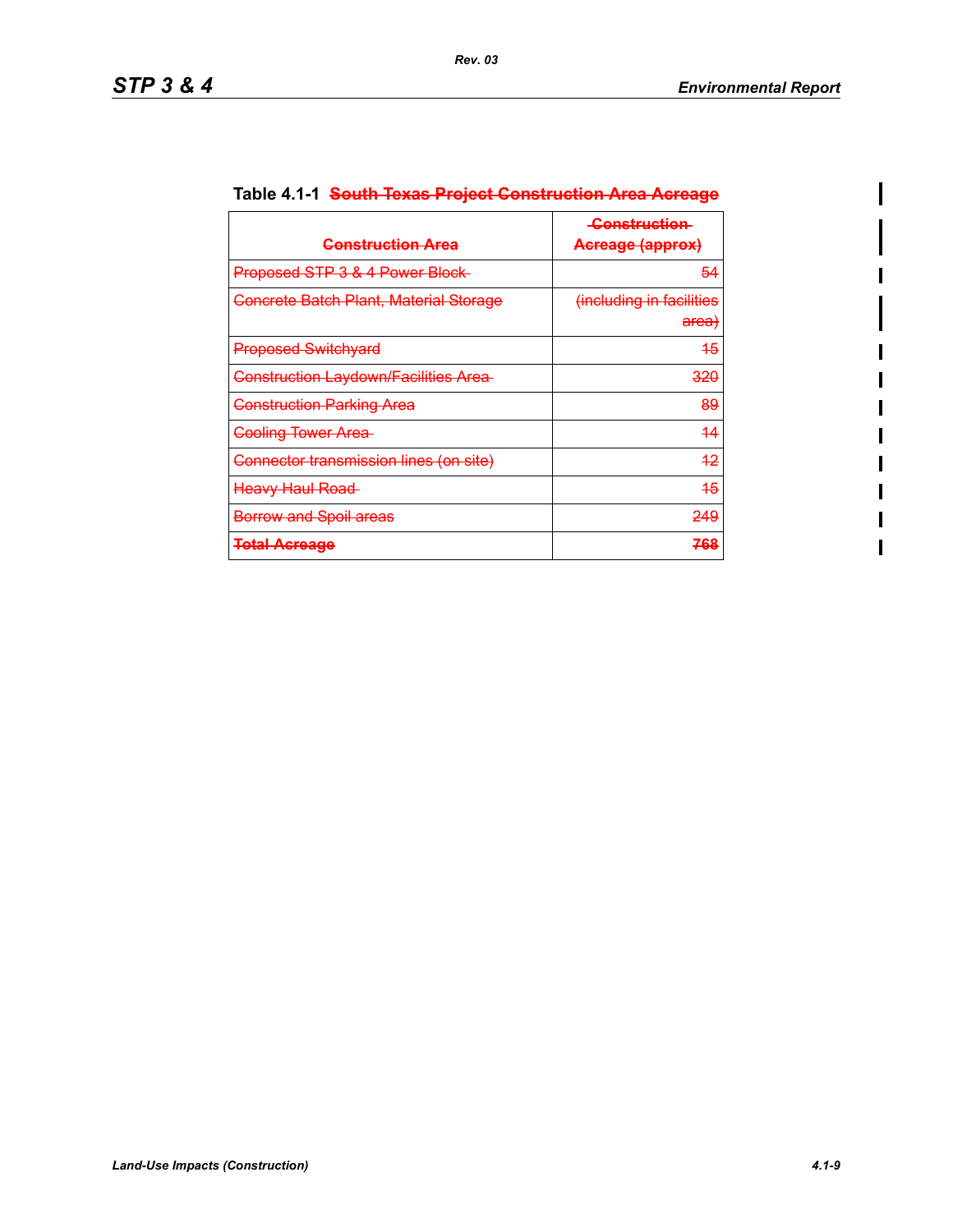**Table 4.1-1 ~~South Texas Project Construction Area Acreage~~**

| ~~Construction Area~~ | ~~Construction Acreage (approx)~~ |
|---|---|
| ~~Proposed STP 3 & 4 Power Block~~ | ~~54~~ |
| ~~Concrete Batch Plant, Material Storage~~ | ~~(including in facilities area)~~ |
| ~~Proposed Switchyard~~ | ~~15~~ |
| ~~Construction Laydown/Facilities Area~~ | ~~320~~ |
| ~~Construction Parking Area~~ | ~~89~~ |
| ~~Cooling Tower Area~~ | ~~14~~ |
| ~~Connector transmission lines (on site)~~ | ~~12~~ |
| ~~Heavy Haul Road~~ | ~~15~~ |
| ~~Borrow and Spoil areas~~ | ~~249~~ |
| **~~Total Acreage~~** | **~~768~~** |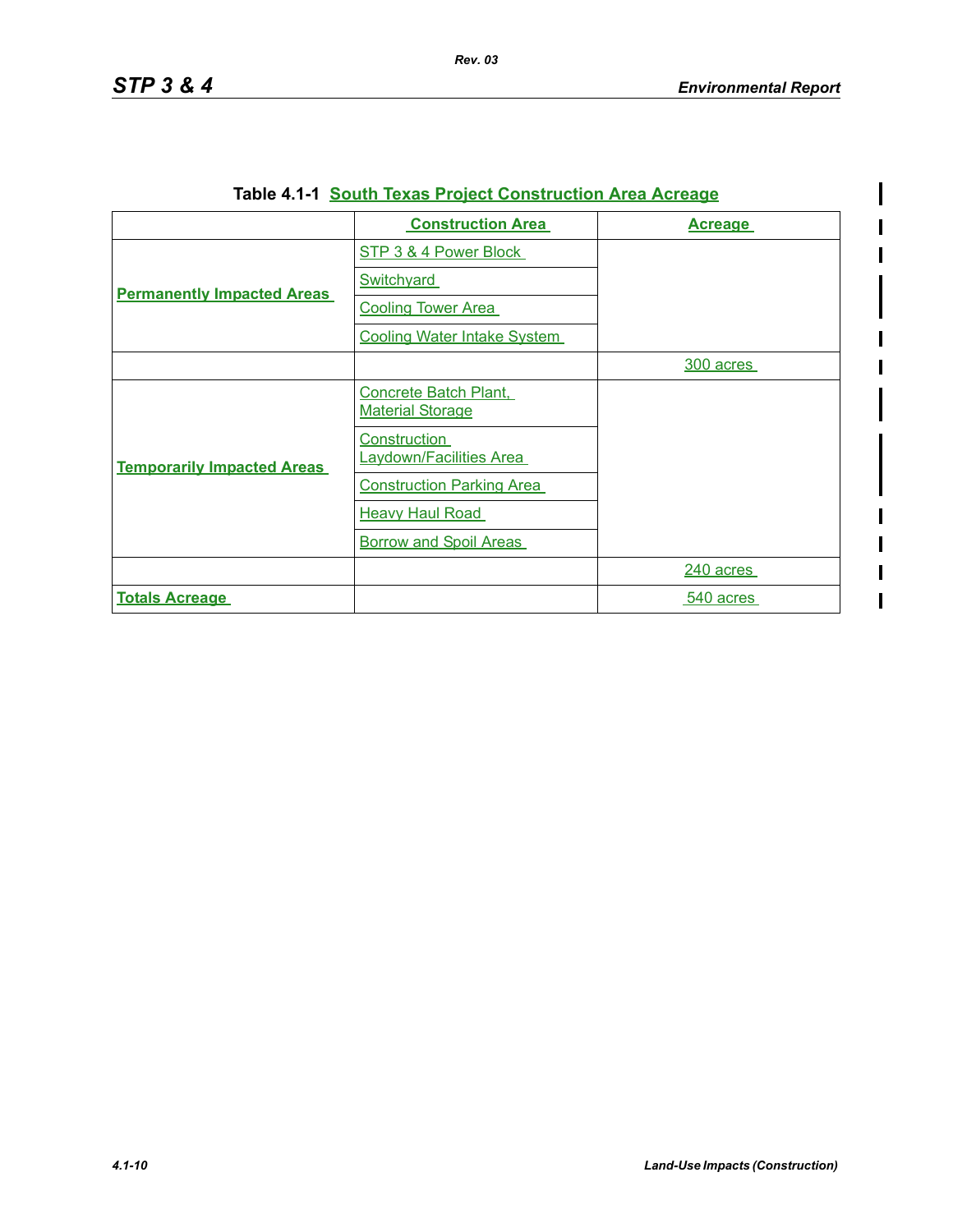**Table 4.1-1 South Texas Project Construction Area Acreage**

| | Construction Area | Acreage |
|---|---|---|
| Permanently Impacted Areas | STP 3 & 4 Power Block | |
| | Switchyard | |
| | Cooling Tower Area | |
| | Cooling Water Intake System | |
| | | 300 acres |
| Temporarily Impacted Areas | Concrete Batch Plant, Material Storage | |
| | Construction Laydown/Facilities Area | |
| | Construction Parking Area | |
| | Heavy Haul Road | |
| | Borrow and Spoil Areas | |
| | | 240 acres |
| **Totals Acreage** | | 540 acres |